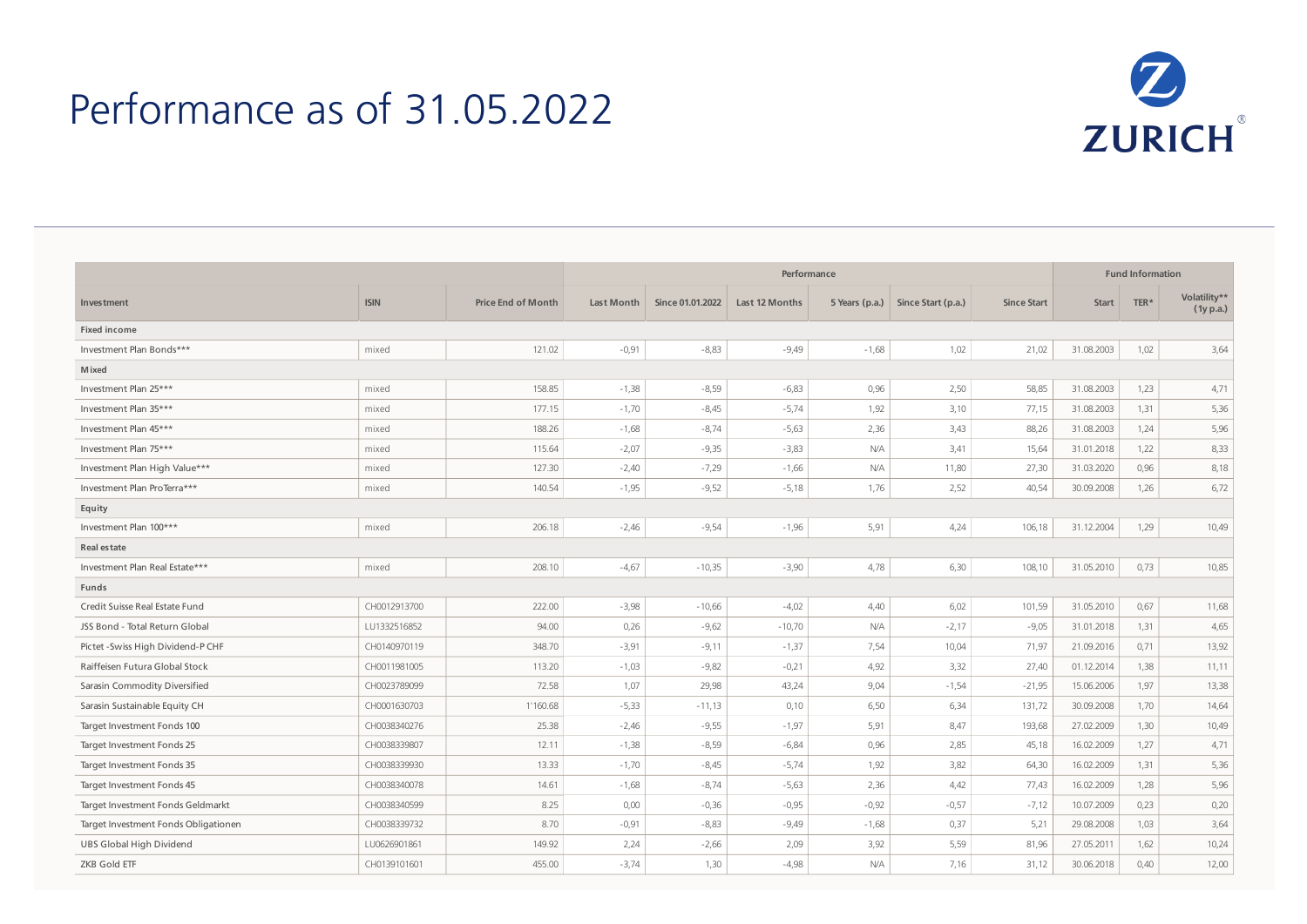# Performance as of 31.05.2022

ZURICH®

| Investment | ISIN | Price End of Month | Performance | | | | | | Fund Information | | |
|---|---|---|---|---|---|---|---|---|---|---|---|
| | | | Last Month | Since 01.01.2022 | Last 12 Months | 5 Years (p.a.) | Since Start (p.a.) | Since Start | Start | TER* | Volatility** (1y p.a.) |
| **Fixed income** | | | | | | | | | | | |
| Investment Plan Bonds*** | mixed | 121.02 | -0,91 | -8,83 | -9,49 | -1,68 | 1,02 | 21,02 | 31.08.2003 | 1,02 | 3,64 |
| **Mixed** | | | | | | | | | | | |
| Investment Plan 25*** | mixed | 158.85 | -1,38 | -8,59 | -6,83 | 0,96 | 2,50 | 58,85 | 31.08.2003 | 1,23 | 4,71 |
| Investment Plan 35*** | mixed | 177.15 | -1,70 | -8,45 | -5,74 | 1,92 | 3,10 | 77,15 | 31.08.2003 | 1,31 | 5,36 |
| Investment Plan 45*** | mixed | 188.26 | -1,68 | -8,74 | -5,63 | 2,36 | 3,43 | 88,26 | 31.08.2003 | 1,24 | 5,96 |
| Investment Plan 75*** | mixed | 115.64 | -2,07 | -9,35 | -3,83 | N/A | 3,41 | 15,64 | 31.01.2018 | 1,22 | 8,33 |
| Investment Plan High Value*** | mixed | 127.30 | -2,40 | -7,29 | -1,66 | N/A | 11,80 | 27,30 | 31.03.2020 | 0,96 | 8,18 |
| Investment Plan ProTerra*** | mixed | 140.54 | -1,95 | -9,52 | -5,18 | 1,76 | 2,52 | 40,54 | 30.09.2008 | 1,26 | 6,72 |
| **Equity** | | | | | | | | | | | |
| Investment Plan 100*** | mixed | 206.18 | -2,46 | -9,54 | -1,96 | 5,91 | 4,24 | 106,18 | 31.12.2004 | 1,29 | 10,49 |
| **Real estate** | | | | | | | | | | | |
| Investment Plan Real Estate*** | mixed | 208.10 | -4,67 | -10,35 | -3,90 | 4,78 | 6,30 | 108,10 | 31.05.2010 | 0,73 | 10,85 |
| **Funds** | | | | | | | | | | | |
| Credit Suisse Real Estate Fund | CH0012913700 | 222.00 | -3,98 | -10,66 | -4,02 | 4,40 | 6,02 | 101,59 | 31.05.2010 | 0,67 | 11,68 |
| JSS Bond - Total Return Global | LU1332516852 | 94.00 | 0,26 | -9,62 | -10,70 | N/A | -2,17 | -9,05 | 31.01.2018 | 1,31 | 4,65 |
| Pictet -Swiss High Dividend-P CHF | CH0140970119 | 348.70 | -3,91 | -9,11 | -1,37 | 7,54 | 10,04 | 71,97 | 21.09.2016 | 0,71 | 13,92 |
| Raiffeisen Futura Global Stock | CH0011981005 | 113.20 | -1,03 | -9,82 | -0,21 | 4,92 | 3,32 | 27,40 | 01.12.2014 | 1,38 | 11,11 |
| Sarasin Commodity Diversified | CH0023789099 | 72.58 | 1,07 | 29,98 | 43,24 | 9,04 | -1,54 | -21,95 | 15.06.2006 | 1,97 | 13,38 |
| Sarasin Sustainable Equity CH | CH0001630703 | 1'160.68 | -5,33 | -11,13 | 0,10 | 6,50 | 6,34 | 131,72 | 30.09.2008 | 1,70 | 14,64 |
| Target Investment Fonds 100 | CH0038340276 | 25.38 | -2,46 | -9,55 | -1,97 | 5,91 | 8,47 | 193,68 | 27.02.2009 | 1,30 | 10,49 |
| Target Investment Fonds 25 | CH0038339807 | 12.11 | -1,38 | -8,59 | -6,84 | 0,96 | 2,85 | 45,18 | 16.02.2009 | 1,27 | 4,71 |
| Target Investment Fonds 35 | CH0038339930 | 13.33 | -1,70 | -8,45 | -5,74 | 1,92 | 3,82 | 64,30 | 16.02.2009 | 1,31 | 5,36 |
| Target Investment Fonds 45 | CH0038340078 | 14.61 | -1,68 | -8,74 | -5,63 | 2,36 | 4,42 | 77,43 | 16.02.2009 | 1,28 | 5,96 |
| Target Investment Fonds Geldmarkt | CH0038340599 | 8.25 | 0,00 | -0,36 | -0,95 | -0,92 | -0,57 | -7,12 | 10.07.2009 | 0,23 | 0,20 |
| Target Investment Fonds Obligationen | CH0038339732 | 8.70 | -0,91 | -8,83 | -9,49 | -1,68 | 0,37 | 5,21 | 29.08.2008 | 1,03 | 3,64 |
| UBS Global High Dividend | LU0626901861 | 149.92 | 2,24 | -2,66 | 2,09 | 3,92 | 5,59 | 81,96 | 27.05.2011 | 1,62 | 10,24 |
| ZKB Gold ETF | CH0139101601 | 455.00 | -3,74 | 1,30 | -4,98 | N/A | 7,16 | 31,12 | 30.06.2018 | 0,40 | 12,00 |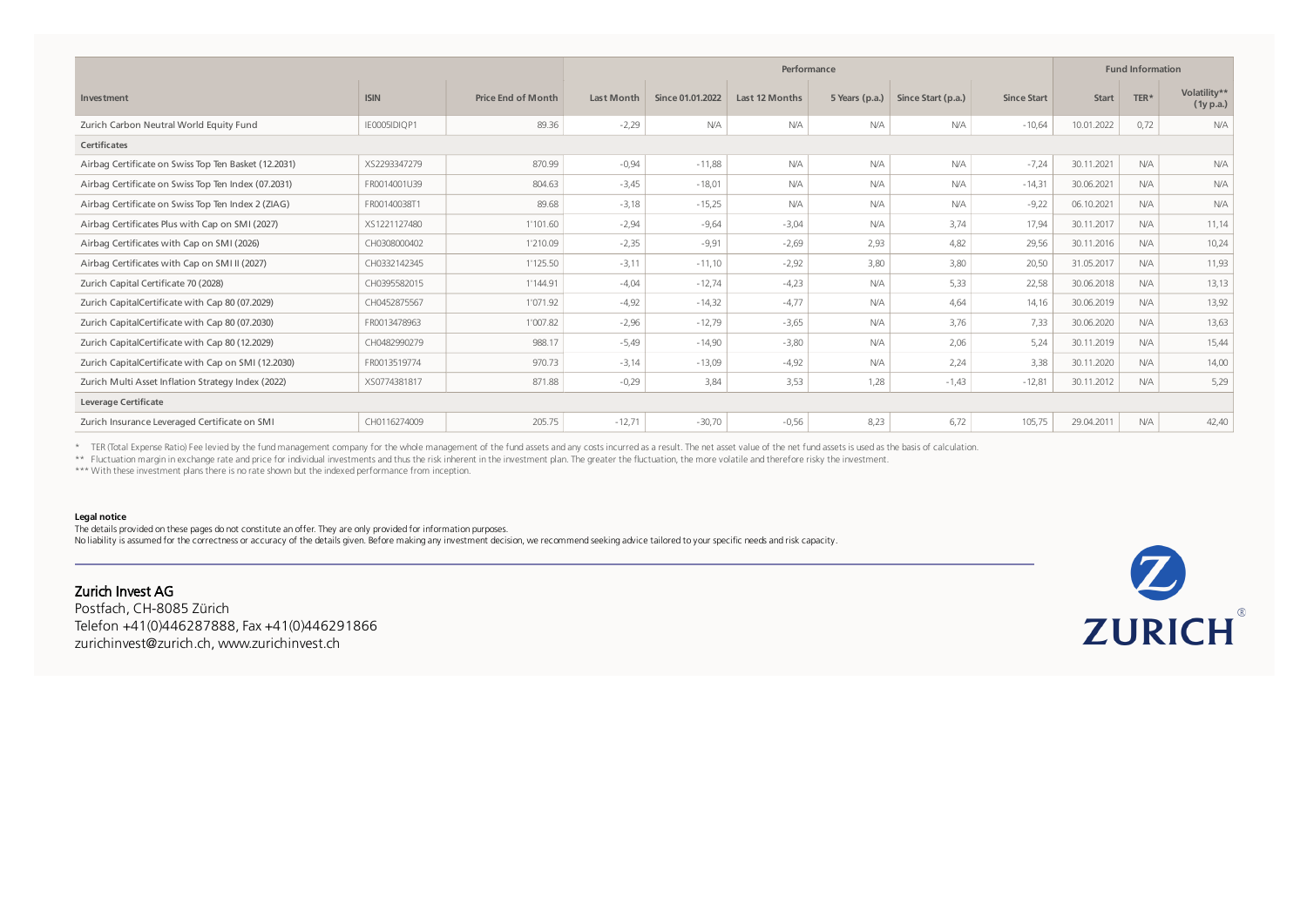| Investment | ISIN | Price End of Month | Performance | | | | | | Fund Information | | |
|---|---|---|---|---|---|---|---|---|---|---|---|
| | | | Last Month | Since 01.01.2022 | Last 12 Months | 5 Years (p.a.) | Since Start (p.a.) | Since Start | Start | TER* | Volatility** (1y p.a.) |
| Zurich Carbon Neutral World Equity Fund | IE0005IDIQP1 | 89.36 | -2,29 | N/A | N/A | N/A | N/A | -10,64 | 10.01.2022 | 0,72 | N/A |
| **Certificates** | | | | | | | | | | | |
| Airbag Certificate on Swiss Top Ten Basket (12.2031) | XS2293347279 | 870.99 | -0,94 | -11,88 | N/A | N/A | N/A | -7,24 | 30.11.2021 | N/A | N/A |
| Airbag Certificate on Swiss Top Ten Index (07.2031) | FR0014001U39 | 804.63 | -3,45 | -18,01 | N/A | N/A | N/A | -14,31 | 30.06.2021 | N/A | N/A |
| Airbag Certificate on Swiss Top Ten Index 2 (ZIAG) | FR00140038T1 | 89.68 | -3,18 | -15,25 | N/A | N/A | N/A | -9,22 | 06.10.2021 | N/A | N/A |
| Airbag Certificates Plus with Cap on SMI (2027) | XS1221127480 | 1'101.60 | -2,94 | -9,64 | -3,04 | N/A | 3,74 | 17,94 | 30.11.2017 | N/A | 11,14 |
| Airbag Certificates with Cap on SMI (2026) | CH0308000402 | 1'210.09 | -2,35 | -9,91 | -2,69 | 2,93 | 4,82 | 29,56 | 30.11.2016 | N/A | 10,24 |
| Airbag Certificates with Cap on SMI II (2027) | CH0332142345 | 1'125.50 | -3,11 | -11,10 | -2,92 | 3,80 | 3,80 | 20,50 | 31.05.2017 | N/A | 11,93 |
| Zurich Capital Certificate 70 (2028) | CH0395582015 | 1'144.91 | -4,04 | -12,74 | -4,23 | N/A | 5,33 | 22,58 | 30.06.2018 | N/A | 13,13 |
| Zurich CapitalCertificate with Cap 80 (07.2029) | CH0452875567 | 1'071.92 | -4,92 | -14,32 | -4,77 | N/A | 4,64 | 14,16 | 30.06.2019 | N/A | 13,92 |
| Zurich CapitalCertificate with Cap 80 (07.2030) | FR0013478963 | 1'007.82 | -2,96 | -12,79 | -3,65 | N/A | 3,76 | 7,33 | 30.06.2020 | N/A | 13,63 |
| Zurich CapitalCertificate with Cap 80 (12.2029) | CH0482990279 | 988.17 | -5,49 | -14,90 | -3,80 | N/A | 2,06 | 5,24 | 30.11.2019 | N/A | 15,44 |
| Zurich CapitalCertificate with Cap on SMI (12.2030) | FR0013519774 | 970.73 | -3,14 | -13,09 | -4,92 | N/A | 2,24 | 3,38 | 30.11.2020 | N/A | 14,00 |
| Zurich Multi Asset Inflation Strategy Index (2022) | XS0774381817 | 871.88 | -0,29 | 3,84 | 3,53 | 1,28 | -1,43 | -12,81 | 30.11.2012 | N/A | 5,29 |
| **Leverage Certificate** | | | | | | | | | | | |
| Zurich Insurance Leveraged Certificate on SMI | CH0116274009 | 205.75 | -12,71 | -30,70 | -0,56 | 8,23 | 6,72 | 105,75 | 29.04.2011 | N/A | 42,40 |

\* TER (Total Expense Ratio) Fee levied by the fund management company for the whole management of the fund assets and any costs incurred as a result. The net asset value of the net fund assets is used as the basis of calculation.
** Fluctuation margin in exchange rate and price for individual investments and thus the risk inherent in the investment plan. The greater the fluctuation, the more volatile and therefore risky the investment.
*** With these investment plans there is no rate shown but the indexed performance from inception.

**Legal notice**
The details provided on these pages do not constitute an offer. They are only provided for information purposes.
No liability is assumed for the correctness or accuracy of the details given. Before making any investment decision, we recommend seeking advice tailored to your specific needs and risk capacity.

Zurich Invest AG
Postfach, CH-8085 Zürich
Telefon +41(0)446287888, Fax +41(0)446291866
zurichinvest@zurich.ch, www.zurichinvest.ch

ZURICH®